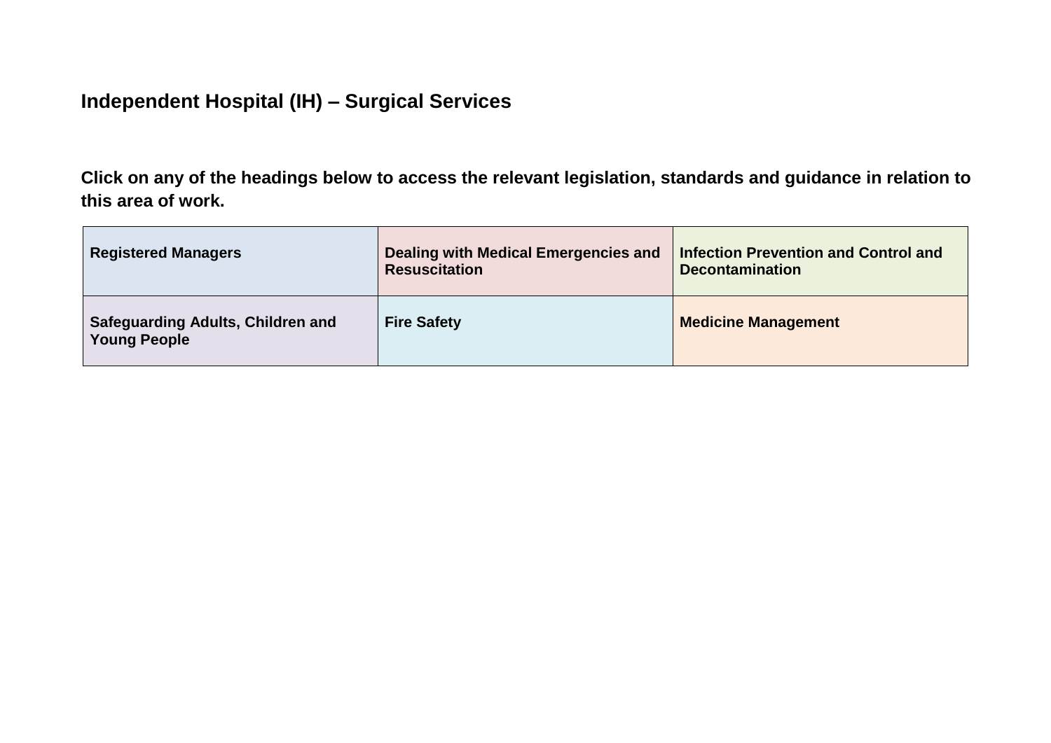# Independent Hospital (IH) – Surgical Services

**Click on any of the headings below to access the relevant legislation, standards and guidance in relation to this area of work.**

| | | |
|---|---|---|
| **Registered Managers** | **Dealing with Medical Emergencies and Resuscitation** | **Infection Prevention and Control and Decontamination** |
| **Safeguarding Adults, Children and Young People** | **Fire Safety** | **Medicine Management** |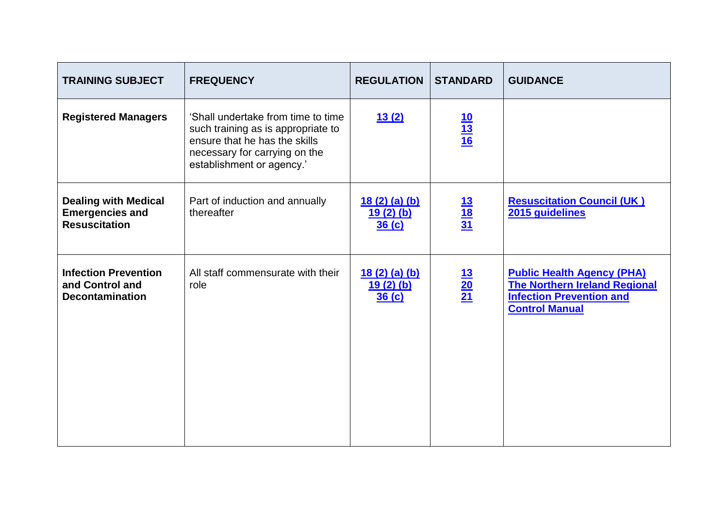| TRAINING SUBJECT | FREQUENCY | REGULATION | STANDARD | GUIDANCE |
|---|---|---|---|---|
| **Registered Managers** | 'Shall undertake from time to time such training as is appropriate to ensure that he has the skills necessary for carrying on the establishment or agency.' | 13 (2) | 10<br>13<br>16 | |
| **Dealing with Medical Emergencies and Resuscitation** | Part of induction and annually thereafter | 18 (2) (a) (b)<br>19 (2) (b)<br>36 (c) | 13<br>18<br>31 | **Resuscitation Council (UK ) 2015 guidelines** |
| **Infection Prevention and Control and Decontamination** | All staff commensurate with their role | 18 (2) (a) (b)<br>19 (2) (b)<br>36 (c) | 13<br>20<br>21 | **Public Health Agency (PHA) The Northern Ireland Regional Infection Prevention and Control Manual** |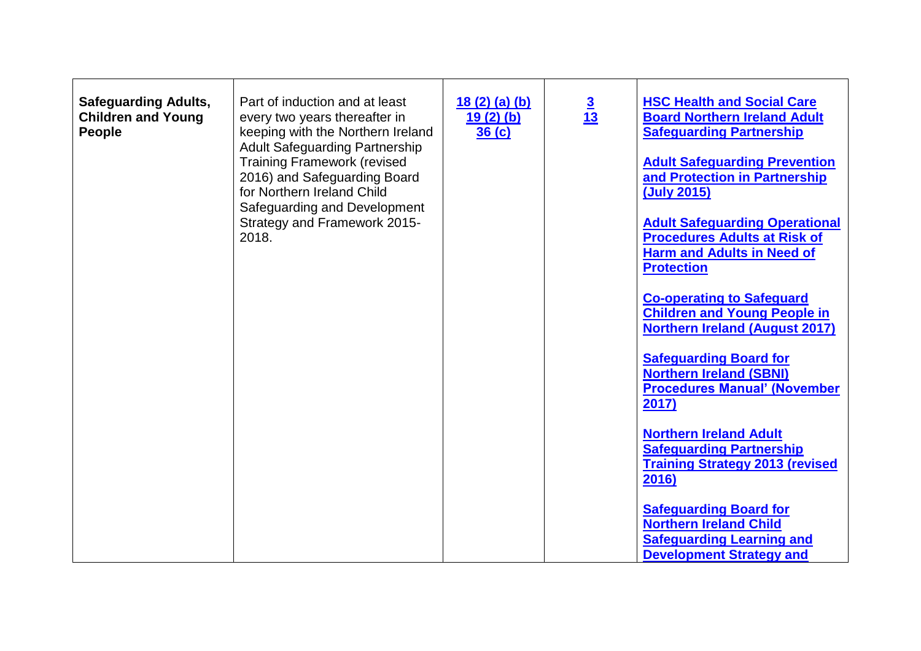| | | | | |
|---|---|---|---|---|
| **Safeguarding Adults, Children and Young People** | Part of induction and at least every two years thereafter in keeping with the Northern Ireland Adult Safeguarding Partnership Training Framework (revised 2016) and Safeguarding Board for Northern Ireland Child Safeguarding and Development Strategy and Framework 2015-2018. | 18 (2) (a) (b)<br>19 (2) (b)<br>36 (c) | **3**<br>**13** | **HSC Health and Social Care Board Northern Ireland Adult Safeguarding Partnership**<br><br>**Adult Safeguarding Prevention and Protection in Partnership (July 2015)**<br><br>**Adult Safeguarding Operational Procedures Adults at Risk of Harm and Adults in Need of Protection**<br><br>**Co-operating to Safeguard Children and Young People in Northern Ireland (August 2017)**<br><br>**Safeguarding Board for Northern Ireland (SBNI) Procedures Manual' (November 2017)**<br><br>**Northern Ireland Adult Safeguarding Partnership Training Strategy 2013 (revised 2016)**<br><br>**Safeguarding Board for Northern Ireland Child Safeguarding Learning and Development Strategy and** |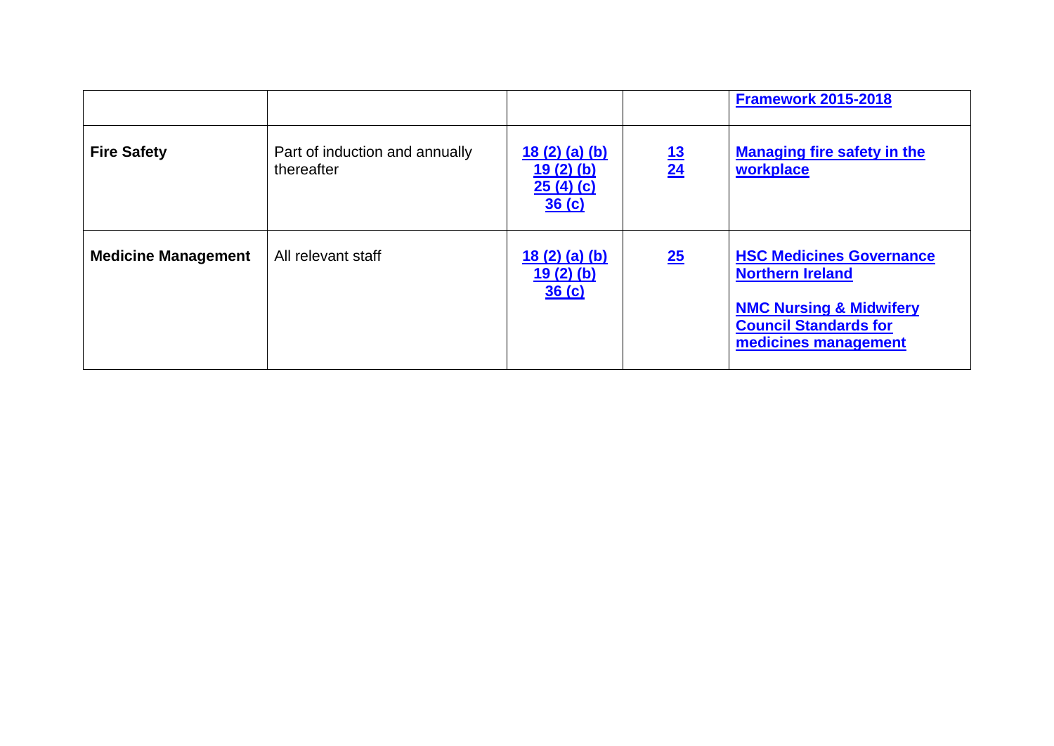| | | | | |
|---|---|---|---|---|
| | | | | **Framework 2015-2018** |
| **Fire Safety** | Part of induction and annually thereafter | 18 (2) (a) (b)<br>19 (2) (b)<br>25 (4) (c)<br>36 (c) | **13**<br>**24** | **Managing fire safety in the workplace** |
| **Medicine Management** | All relevant staff | 18 (2) (a) (b)<br>19 (2) (b)<br>36 (c) | **25** | **HSC Medicines Governance Northern Ireland**<br><br>**NMC Nursing & Midwifery Council Standards for medicines management** |